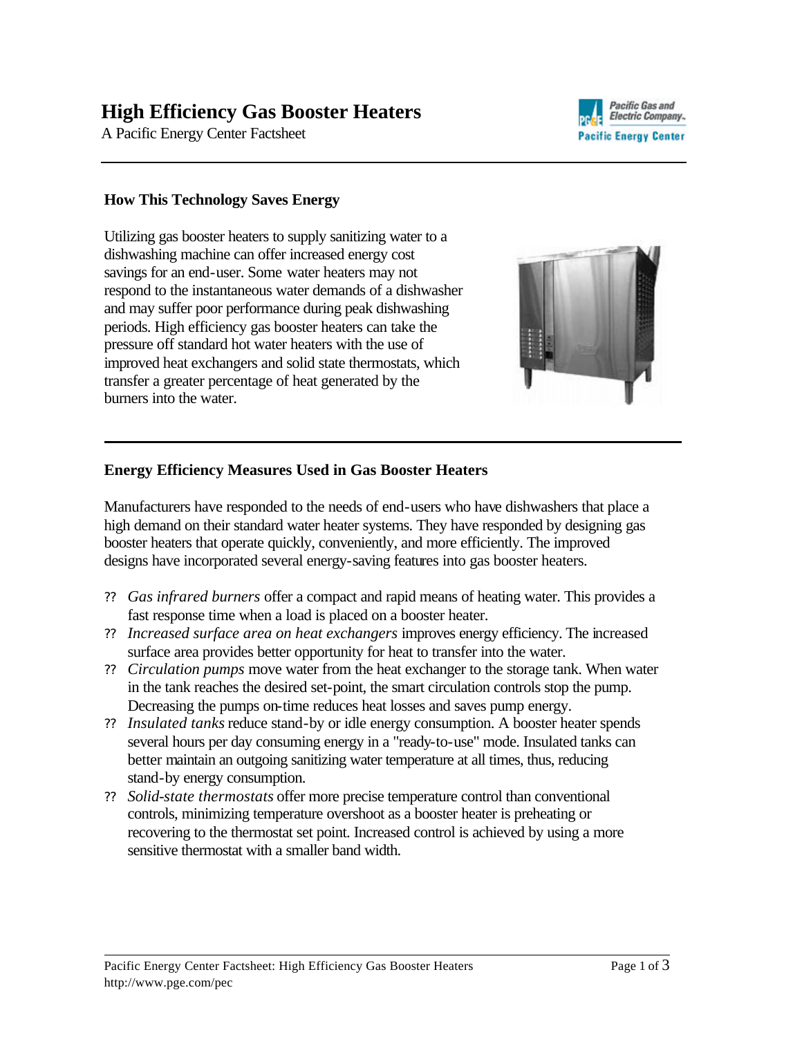# High Efficiency Gas Booster Heaters

A Pacific Energy Center Factsheet

### How This Technology Saves Energy

Utilizing gas booster heaters to supply sanitizing water to a dishwashing machine can offer increased energy cost savings for an end-user. Some water heaters may not respond to the instantaneous water demands of a dishwasher and may suffer poor performance during peak dishwashing periods. High efficiency gas booster heaters can take the pressure off standard hot water heaters with the use of improved heat exchangers and solid state thermostats, which transfer a greater percentage of heat generated by the burners into the water.

### Energy Efficiency Measures Used in Gas Booster Heaters

Manufacturers have responded to the needs of end-users who have dishwashers that place a high demand on their standard water heater systems. They have responded by designing gas booster heaters that operate quickly, conveniently, and more efficiently. The improved designs have incorporated several energy-saving features into gas booster heaters.

- *Gas infrared burners* offer a compact and rapid means of heating water. This provides a fast response time when a load is placed on a booster heater.
- *Increased surface area on heat exchangers* improves energy efficiency. The increased surface area provides better opportunity for heat to transfer into the water.
- *Circulation pumps* move water from the heat exchanger to the storage tank. When water in the tank reaches the desired set-point, the smart circulation controls stop the pump. Decreasing the pumps on-time reduces heat losses and saves pump energy.
- *Insulated tanks* reduce stand-by or idle energy consumption. A booster heater spends several hours per day consuming energy in a "ready-to-use" mode. Insulated tanks can better maintain an outgoing sanitizing water temperature at all times, thus, reducing stand-by energy consumption.
- *Solid-state thermostats* offer more precise temperature control than conventional controls, minimizing temperature overshoot as a booster heater is preheating or recovering to the thermostat set point. Increased control is achieved by using a more sensitive thermostat with a smaller band width.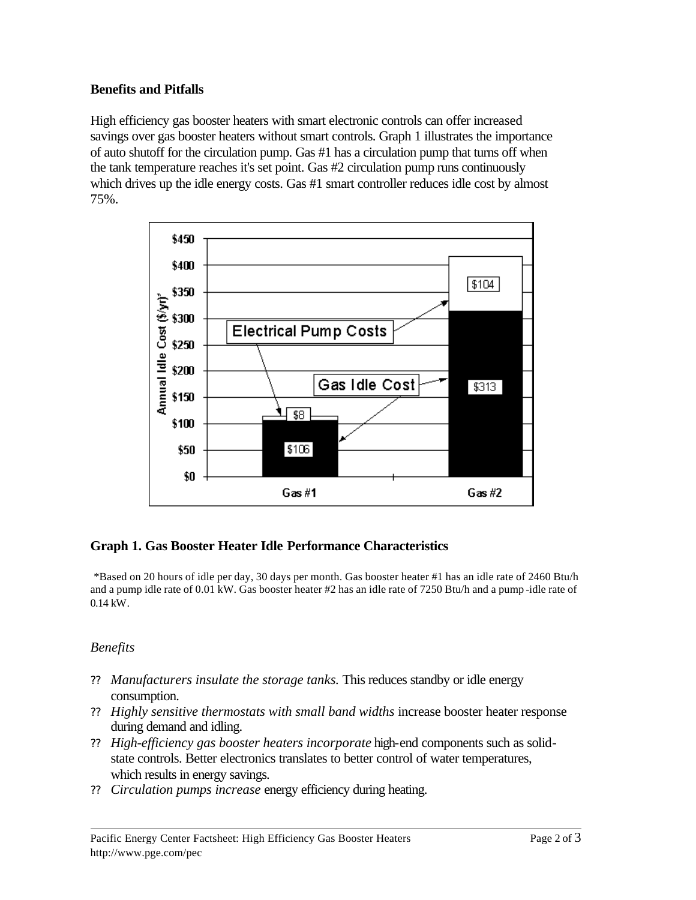### Benefits and Pitfalls

High efficiency gas booster heaters with smart electronic controls can offer increased savings over gas booster heaters without smart controls. Graph 1 illustrates the importance of auto shutoff for the circulation pump. Gas #1 has a circulation pump that turns off when the tank temperature reaches it's set point. Gas #2 circulation pump runs continuously which drives up the idle energy costs. Gas #1 smart controller reduces idle cost by almost 75%.

**Graph 1. Gas Booster Heater Idle Performance Characteristics**

*Based on 20 hours of idle per day, 30 days per month. Gas booster heater #1 has an idle rate of 2460 Btu/h and a pump idle rate of 0.01 kW. Gas booster heater #2 has an idle rate of 7250 Btu/h and a pump-idle rate of 0.14 kW.

*Benefits*

- *Manufacturers insulate the storage tanks.* This reduces standby or idle energy consumption.
- *Highly sensitive thermostats with small band widths* increase booster heater response during demand and idling.
- *High-efficiency gas booster heaters incorporate* high-end components such as solid-state controls. Better electronics translates to better control of water temperatures, which results in energy savings.
- *Circulation pumps increase* energy efficiency during heating.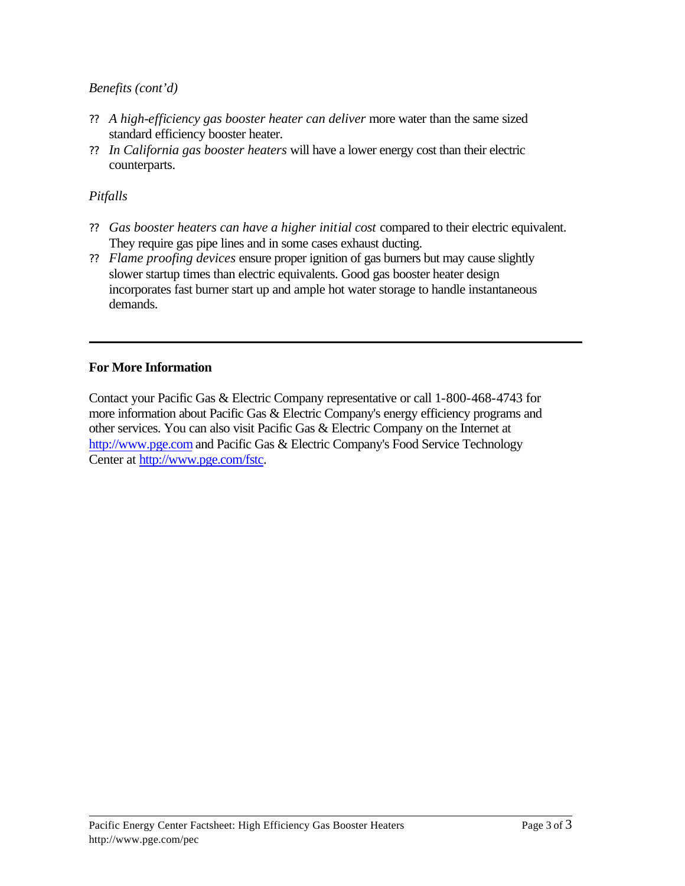*Benefits (cont'd)*

- *A high-efficiency gas booster heater can deliver* more water than the same sized standard efficiency booster heater.
- *In California gas booster heaters* will have a lower energy cost than their electric counterparts.

*Pitfalls*

- *Gas booster heaters can have a higher initial cost* compared to their electric equivalent. They require gas pipe lines and in some cases exhaust ducting.
- *Flame proofing devices* ensure proper ignition of gas burners but may cause slightly slower startup times than electric equivalents. Good gas booster heater design incorporates fast burner start up and ample hot water storage to handle instantaneous demands.

---

**For More Information**

Contact your Pacific Gas & Electric Company representative or call 1-800-468-4743 for more information about Pacific Gas & Electric Company's energy efficiency programs and other services. You can also visit Pacific Gas & Electric Company on the Internet at http://www.pge.com and Pacific Gas & Electric Company's Food Service Technology Center at http://www.pge.com/fstc.